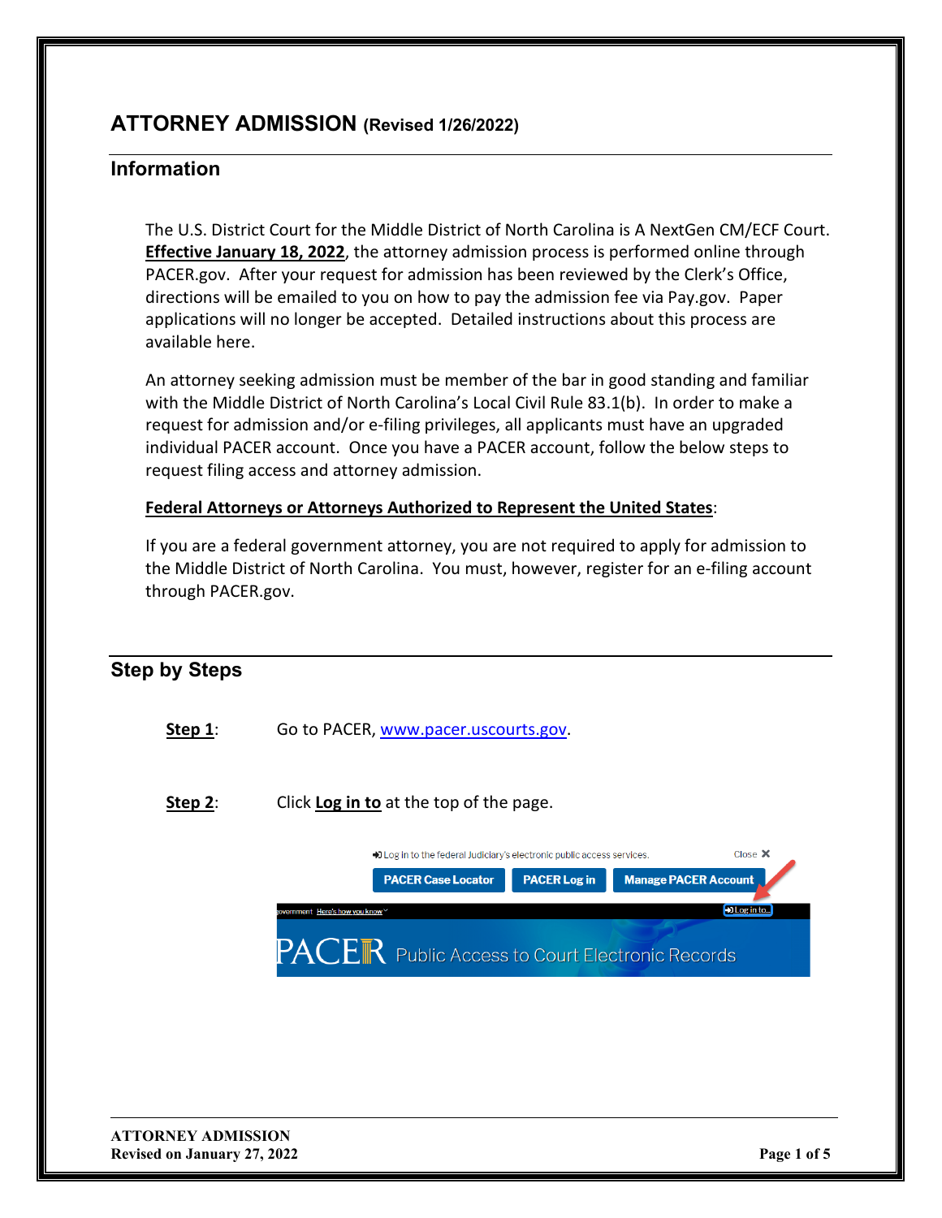# ATTORNEY ADMISSION (Revised 1/26/2022)

## Information

The U.S. District Court for the Middle District of North Carolina is A NextGen CM/ECF Court. **Effective January 18, 2022**, the attorney admission process is performed online through PACER.gov. After your request for admission has been reviewed by the Clerk's Office, directions will be emailed to you on how to pay the admission fee via Pay.gov. Paper applications will no longer be accepted. Detailed instructions about this process are available here.

An attorney seeking admission must be member of the bar in good standing and familiar with the Middle District of North Carolina's Local Civil Rule 83.1(b). In order to make a request for admission and/or e-filing privileges, all applicants must have an upgraded individual PACER account. Once you have a PACER account, follow the below steps to request filing access and attorney admission.

**Federal Attorneys or Attorneys Authorized to Represent the United States**:

If you are a federal government attorney, you are not required to apply for admission to the Middle District of North Carolina. You must, however, register for an e-filing account through PACER.gov.

## Step by Steps

**Step 1**: Go to PACER, www.pacer.uscourts.gov.

**Step 2**: Click **Log in to** at the top of the page.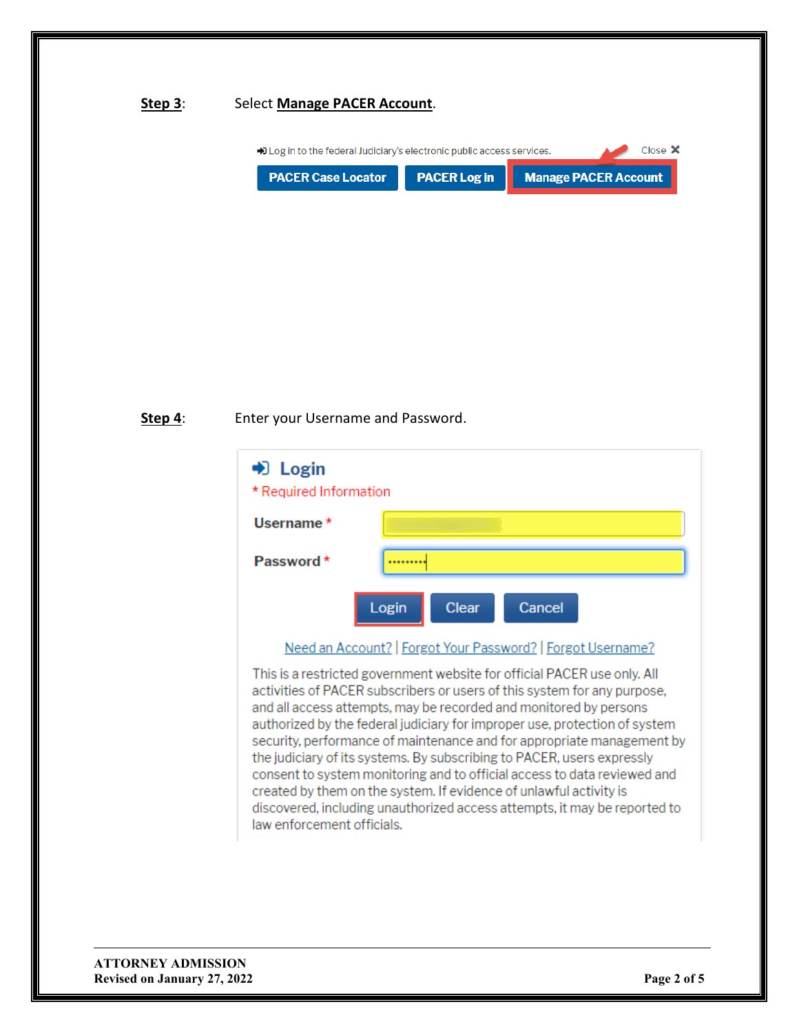**Step 3**: Select **Manage PACER Account**.

Log in to the federal Judiciary's electronic public access services.

Close ✕

PACER Case Locator | PACER Log in | Manage PACER Account

**Step 4**: Enter your Username and Password.

**Login**

\* Required Information

**Username** \*

**Password** \*

Login | Clear | Cancel

Need an Account? | Forgot Your Password? | Forgot Username?

This is a restricted government website for official PACER use only. All activities of PACER subscribers or users of this system for any purpose, and all access attempts, may be recorded and monitored by persons authorized by the federal judiciary for improper use, protection of system security, performance of maintenance and for appropriate management by the judiciary of its systems. By subscribing to PACER, users expressly consent to system monitoring and to official access to data reviewed and created by them on the system. If evidence of unlawful activity is discovered, including unauthorized access attempts, it may be reported to law enforcement officials.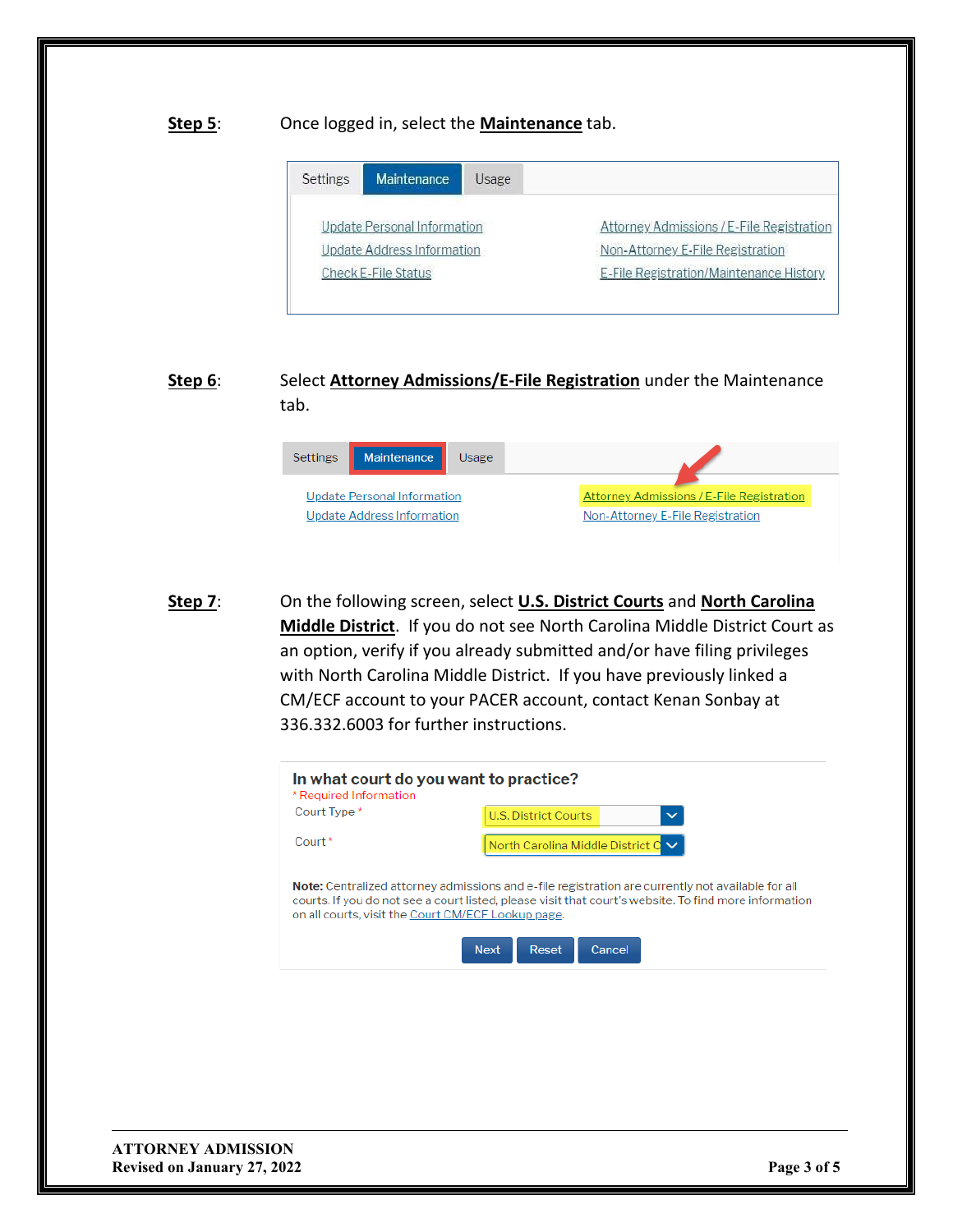**Step 5**: Once logged in, select the **Maintenance** tab.

Settings | Maintenance | Usage

Update Personal Information
Update Address Information
Check E-File Status

Attorney Admissions / E-File Registration
Non-Attorney E-File Registration
E-File Registration/Maintenance History

**Step 6**: Select **Attorney Admissions/E-File Registration** under the Maintenance tab.

Settings | Maintenance | Usage

Update Personal Information
Update Address Information

Attorney Admissions / E-File Registration
Non-Attorney E-File Registration

**Step 7**: On the following screen, select **U.S. District Courts** and **North Carolina Middle District**. If you do not see North Carolina Middle District Court as an option, verify if you already submitted and/or have filing privileges with North Carolina Middle District. If you have previously linked a CM/ECF account to your PACER account, contact Kenan Sonbay at 336.332.6003 for further instructions.

**In what court do you want to practice?**

* Required Information

Court Type * : U.S. District Courts

Court * : North Carolina Middle District C

**Note:** Centralized attorney admissions and e-file registration are currently not available for all courts. If you do not see a court listed, please visit that court's website. To find more information on all courts, visit the Court CM/ECF Lookup page.

Next | Reset | Cancel

**ATTORNEY ADMISSION**
**Revised on January 27, 2022**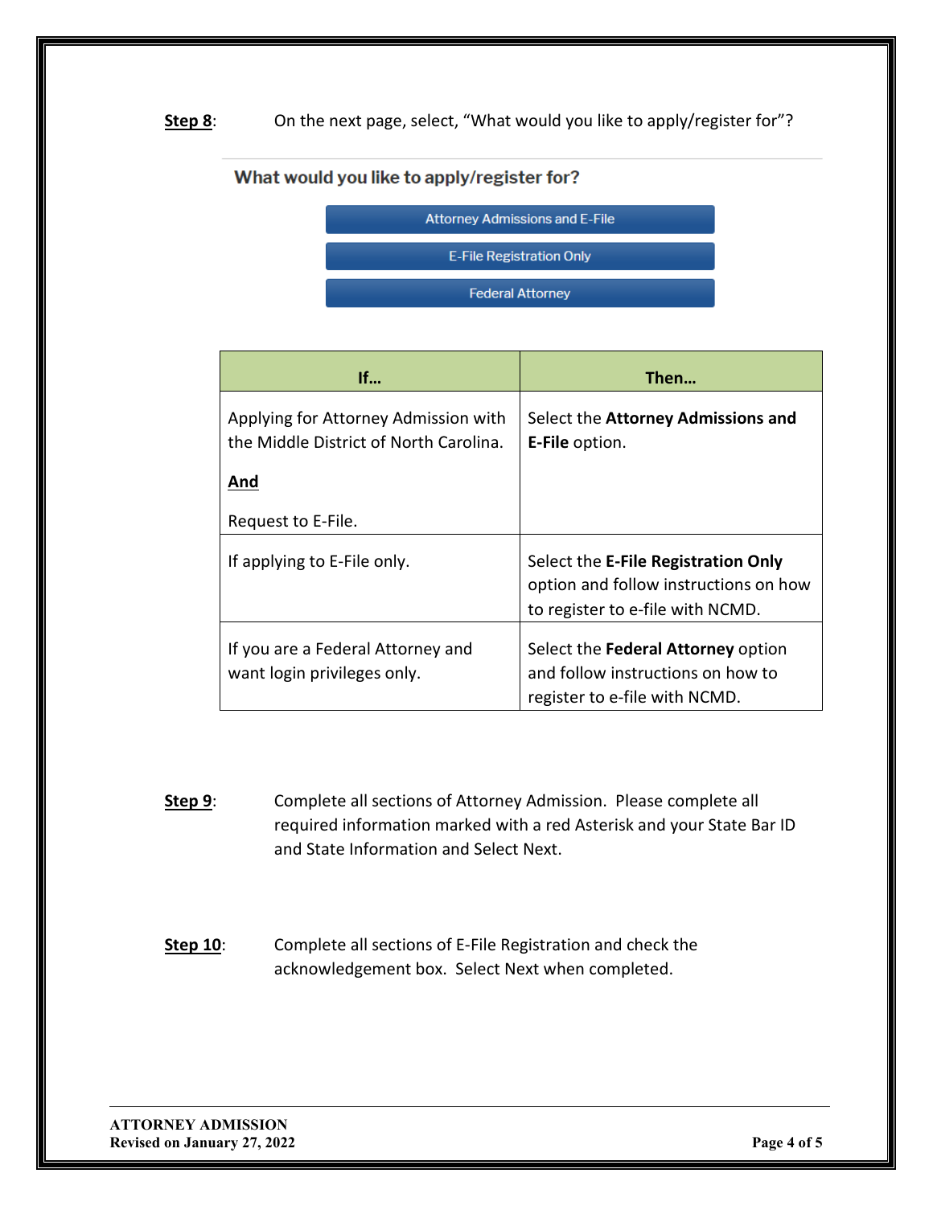**Step 8**: On the next page, select, "What would you like to apply/register for"?

What would you like to apply/register for?

Attorney Admissions and E-File

E-File Registration Only

Federal Attorney

| If… | Then… |
|---|---|
| Applying for Attorney Admission with the Middle District of North Carolina. **And** Request to E-File. | Select the **Attorney Admissions and E-File** option. |
| If applying to E-File only. | Select the **E-File Registration Only** option and follow instructions on how to register to e-file with NCMD. |
| If you are a Federal Attorney and want login privileges only. | Select the **Federal Attorney** option and follow instructions on how to register to e-file with NCMD. |

**Step 9**: Complete all sections of Attorney Admission. Please complete all required information marked with a red Asterisk and your State Bar ID and State Information and Select Next.

**Step 10**: Complete all sections of E-File Registration and check the acknowledgement box. Select Next when completed.

ATTORNEY ADMISSION
Revised on January 27, 2022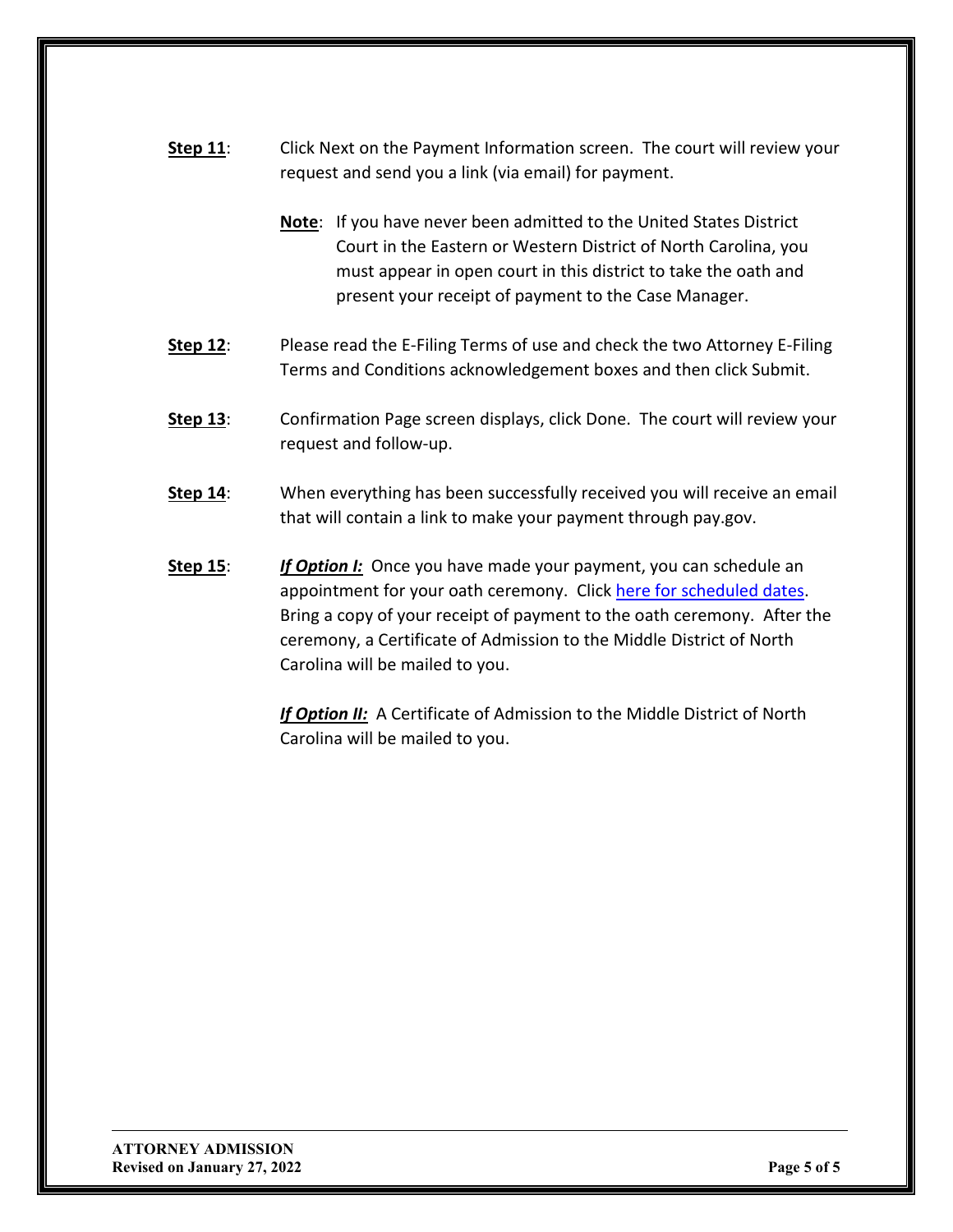**Step 11**: Click Next on the Payment Information screen. The court will review your request and send you a link (via email) for payment.

> **Note**: If you have never been admitted to the United States District Court in the Eastern or Western District of North Carolina, you must appear in open court in this district to take the oath and present your receipt of payment to the Case Manager.

**Step 12**: Please read the E-Filing Terms of use and check the two Attorney E-Filing Terms and Conditions acknowledgement boxes and then click Submit.

**Step 13**: Confirmation Page screen displays, click Done. The court will review your request and follow-up.

**Step 14**: When everything has been successfully received you will receive an email that will contain a link to make your payment through pay.gov.

**Step 15**: ***If Option I:*** Once you have made your payment, you can schedule an appointment for your oath ceremony. Click here for scheduled dates. Bring a copy of your receipt of payment to the oath ceremony. After the ceremony, a Certificate of Admission to the Middle District of North Carolina will be mailed to you.

***If Option II:*** A Certificate of Admission to the Middle District of North Carolina will be mailed to you.